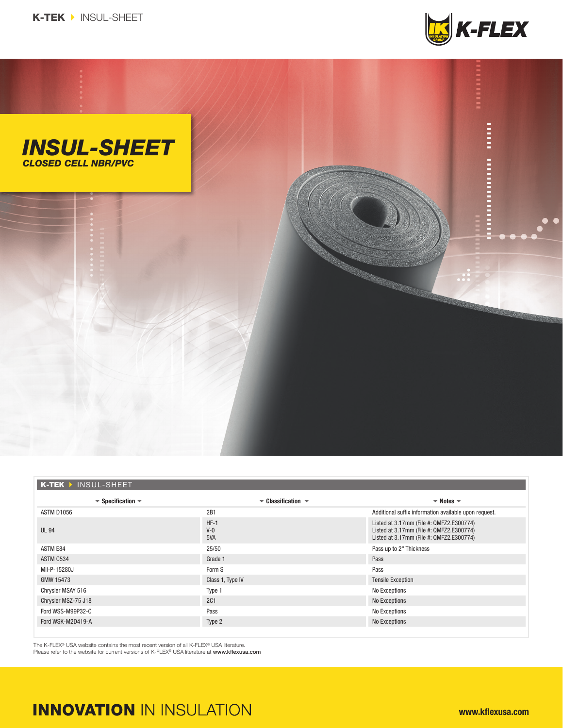K-TEK ▸ INSUL-SHEET

# INSUL-SHEET

## CLOSED CELL NBR/PVC

**K-TEK ▸ INSUL-SHEET**

| Specification | Classification | Notes |
|---|---|---|
| ASTM D1056 | 2B1 | Additional suffix information available upon request. |
| UL 94 | HF-1<br>V-0<br>5VA | Listed at 3.17mm (File #: QMFZ2.E300774)<br>Listed at 3.17mm (File #: QMFZ2.E300774)<br>Listed at 3.17mm (File #: QMFZ2.E300774) |
| ASTM E84 | 25/50 | Pass up to 2" Thickness |
| ASTM C534 | Grade 1 | Pass |
| Mil-P-15280J | Form S | Pass |
| GMW 15473 | Class 1, Type IV | Tensile Exception |
| Chrysler MSAY 516 | Type 1 | No Exceptions |
| Chrysler MSZ-75 J18 | 2C1 | No Exceptions |
| Ford WSS-M99P32-C | Pass | No Exceptions |
| Ford WSK-M2D419-A | Type 2 | No Exceptions |

The K-FLEX® USA website contains the most recent version of all K-FLEX® USA literature.
Please refer to the website for current versions of K-FLEX® USA literature at **www.kflexusa.com**

**INNOVATION** IN INSULATION

**www.kflexusa.com**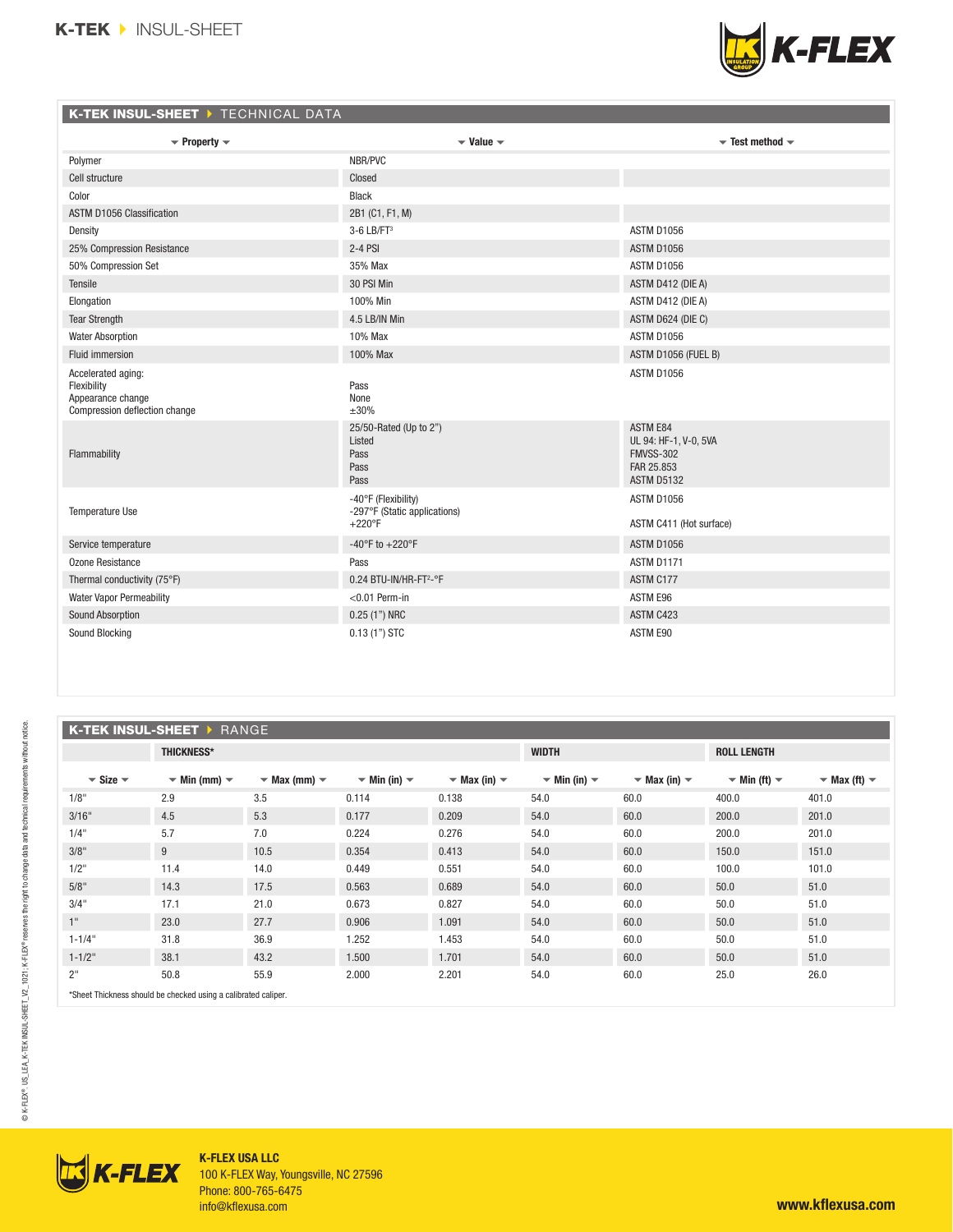## K-TEK INSUL-SHEET ▸ TECHNICAL DATA

| Property | Value | Test method |
|---|---|---|
| Polymer | NBR/PVC | |
| Cell structure | Closed | |
| Color | Black | |
| ASTM D1056 Classification | 2B1 (C1, F1, M) | |
| Density | 3-6 LB/FT³ | ASTM D1056 |
| 25% Compression Resistance | 2-4 PSI | ASTM D1056 |
| 50% Compression Set | 35% Max | ASTM D1056 |
| Tensile | 30 PSI Min | ASTM D412 (DIE A) |
| Elongation | 100% Min | ASTM D412 (DIE A) |
| Tear Strength | 4.5 LB/IN Min | ASTM D624 (DIE C) |
| Water Absorption | 10% Max | ASTM D1056 |
| Fluid immersion | 100% Max | ASTM D1056 (FUEL B) |
| Accelerated aging:<br>Flexibility<br>Appearance change<br>Compression deflection change | <br>Pass<br>None<br>±30% | ASTM D1056 |
| Flammability | 25/50-Rated (Up to 2")<br>Listed<br>Pass<br>Pass<br>Pass | ASTM E84<br>UL 94: HF-1, V-0, 5VA<br>FMVSS-302<br>FAR 25.853<br>ASTM D5132 |
| Temperature Use | -40°F (Flexibility)<br>-297°F (Static applications)<br>+220°F | ASTM D1056<br><br>ASTM C411 (Hot surface) |
| Service temperature | -40°F to +220°F | ASTM D1056 |
| Ozone Resistance | Pass | ASTM D1171 |
| Thermal conductivity (75°F) | 0.24 BTU-IN/HR-FT²-°F | ASTM C177 |
| Water Vapor Permeability | <0.01 Perm-in | ASTM E96 |
| Sound Absorption | 0.25 (1") NRC | ASTM C423 |
| Sound Blocking | 0.13 (1") STC | ASTM E90 |

## K-TEK INSUL-SHEET ▸ RANGE

| | THICKNESS* | | | | WIDTH | | ROLL LENGTH | |
|---|---|---|---|---|---|---|---|---|
| Size | Min (mm) | Max (mm) | Min (in) | Max (in) | Min (in) | Max (in) | Min (ft) | Max (ft) |
| 1/8" | 2.9 | 3.5 | 0.114 | 0.138 | 54.0 | 60.0 | 400.0 | 401.0 |
| 3/16" | 4.5 | 5.3 | 0.177 | 0.209 | 54.0 | 60.0 | 200.0 | 201.0 |
| 1/4" | 5.7 | 7.0 | 0.224 | 0.276 | 54.0 | 60.0 | 200.0 | 201.0 |
| 3/8" | 9 | 10.5 | 0.354 | 0.413 | 54.0 | 60.0 | 150.0 | 151.0 |
| 1/2" | 11.4 | 14.0 | 0.449 | 0.551 | 54.0 | 60.0 | 100.0 | 101.0 |
| 5/8" | 14.3 | 17.5 | 0.563 | 0.689 | 54.0 | 60.0 | 50.0 | 51.0 |
| 3/4" | 17.1 | 21.0 | 0.673 | 0.827 | 54.0 | 60.0 | 50.0 | 51.0 |
| 1" | 23.0 | 27.7 | 0.906 | 1.091 | 54.0 | 60.0 | 50.0 | 51.0 |
| 1-1/4" | 31.8 | 36.9 | 1.252 | 1.453 | 54.0 | 60.0 | 50.0 | 51.0 |
| 1-1/2" | 38.1 | 43.2 | 1.500 | 1.701 | 54.0 | 60.0 | 50.0 | 51.0 |
| 2" | 50.8 | 55.9 | 2.000 | 2.201 | 54.0 | 60.0 | 25.0 | 26.0 |

*Sheet Thickness should be checked using a calibrated caliper.

© K-FLEX® US_LEA_K-TEK INSUL-SHEET_V2_1021; K-FLEX® reserves the right to change data and technical requirements without notice.

**K-FLEX USA LLC**
100 K-FLEX Way, Youngsville, NC 27596
Phone: 800-765-6475
info@kflexusa.com

**www.kflexusa.com**